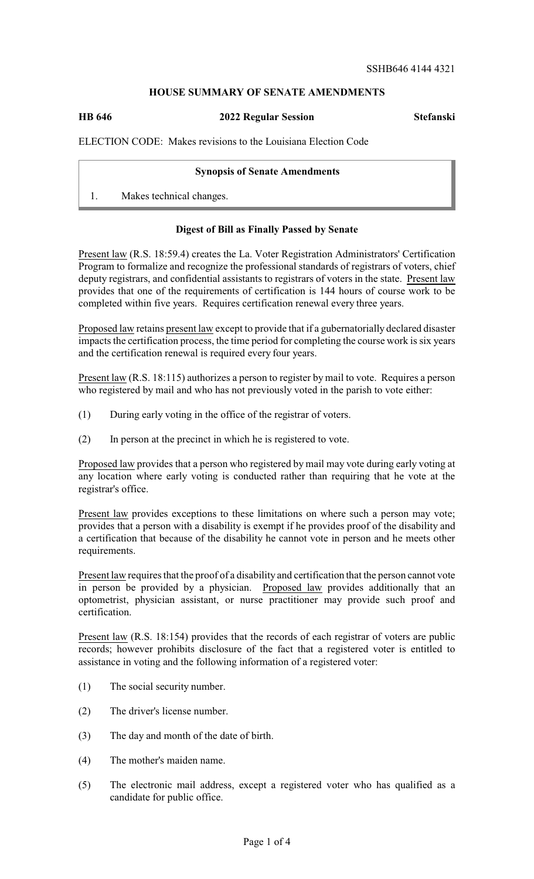SSHB646 4144 4321

## HOUSE SUMMARY OF SENATE AMENDMENTS

**HB 646** | **2022 Regular Session** | **Stefanski**

ELECTION CODE: Makes revisions to the Louisiana Election Code

### Synopsis of Senate Amendments

1. Makes technical changes.

### Digest of Bill as Finally Passed by Senate

Present law (R.S. 18:59.4) creates the La. Voter Registration Administrators' Certification Program to formalize and recognize the professional standards of registrars of voters, chief deputy registrars, and confidential assistants to registrars of voters in the state. Present law provides that one of the requirements of certification is 144 hours of course work to be completed within five years. Requires certification renewal every three years.

Proposed law retains present law except to provide that if a gubernatorially declared disaster impacts the certification process, the time period for completing the course work is six years and the certification renewal is required every four years.

Present law (R.S. 18:115) authorizes a person to register by mail to vote. Requires a person who registered by mail and who has not previously voted in the parish to vote either:

(1) During early voting in the office of the registrar of voters.

(2) In person at the precinct in which he is registered to vote.

Proposed law provides that a person who registered by mail may vote during early voting at any location where early voting is conducted rather than requiring that he vote at the registrar's office.

Present law provides exceptions to these limitations on where such a person may vote; provides that a person with a disability is exempt if he provides proof of the disability and a certification that because of the disability he cannot vote in person and he meets other requirements.

Present law requires that the proof of a disability and certification that the person cannot vote in person be provided by a physician. Proposed law provides additionally that an optometrist, physician assistant, or nurse practitioner may provide such proof and certification.

Present law (R.S. 18:154) provides that the records of each registrar of voters are public records; however prohibits disclosure of the fact that a registered voter is entitled to assistance in voting and the following information of a registered voter:

(1) The social security number.

(2) The driver's license number.

(3) The day and month of the date of birth.

(4) The mother's maiden name.

(5) The electronic mail address, except a registered voter who has qualified as a candidate for public office.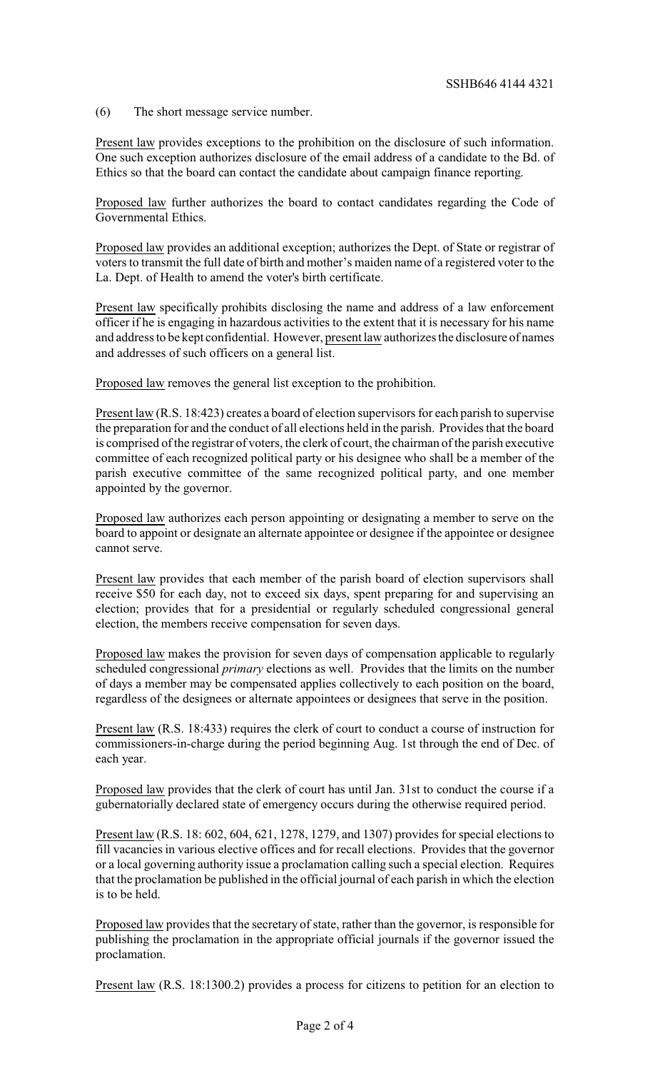(6) The short message service number.

Present law provides exceptions to the prohibition on the disclosure of such information. One such exception authorizes disclosure of the email address of a candidate to the Bd. of Ethics so that the board can contact the candidate about campaign finance reporting.

Proposed law further authorizes the board to contact candidates regarding the Code of Governmental Ethics.

Proposed law provides an additional exception; authorizes the Dept. of State or registrar of voters to transmit the full date of birth and mother's maiden name of a registered voter to the La. Dept. of Health to amend the voter's birth certificate.

Present law specifically prohibits disclosing the name and address of a law enforcement officer if he is engaging in hazardous activities to the extent that it is necessary for his name and address to be kept confidential. However, present law authorizes the disclosure of names and addresses of such officers on a general list.

Proposed law removes the general list exception to the prohibition.

Present law (R.S. 18:423) creates a board of election supervisors for each parish to supervise the preparation for and the conduct of all elections held in the parish. Provides that the board is comprised of the registrar of voters, the clerk of court, the chairman of the parish executive committee of each recognized political party or his designee who shall be a member of the parish executive committee of the same recognized political party, and one member appointed by the governor.

Proposed law authorizes each person appointing or designating a member to serve on the board to appoint or designate an alternate appointee or designee if the appointee or designee cannot serve.

Present law provides that each member of the parish board of election supervisors shall receive $50 for each day, not to exceed six days, spent preparing for and supervising an election; provides that for a presidential or regularly scheduled congressional general election, the members receive compensation for seven days.

Proposed law makes the provision for seven days of compensation applicable to regularly scheduled congressional *primary* elections as well. Provides that the limits on the number of days a member may be compensated applies collectively to each position on the board, regardless of the designees or alternate appointees or designees that serve in the position.

Present law (R.S. 18:433) requires the clerk of court to conduct a course of instruction for commissioners-in-charge during the period beginning Aug. 1st through the end of Dec. of each year.

Proposed law provides that the clerk of court has until Jan. 31st to conduct the course if a gubernatorially declared state of emergency occurs during the otherwise required period.

Present law (R.S. 18: 602, 604, 621, 1278, 1279, and 1307) provides for special elections to fill vacancies in various elective offices and for recall elections. Provides that the governor or a local governing authority issue a proclamation calling such a special election. Requires that the proclamation be published in the official journal of each parish in which the election is to be held.

Proposed law provides that the secretary of state, rather than the governor, is responsible for publishing the proclamation in the appropriate official journals if the governor issued the proclamation.

Present law (R.S. 18:1300.2) provides a process for citizens to petition for an election to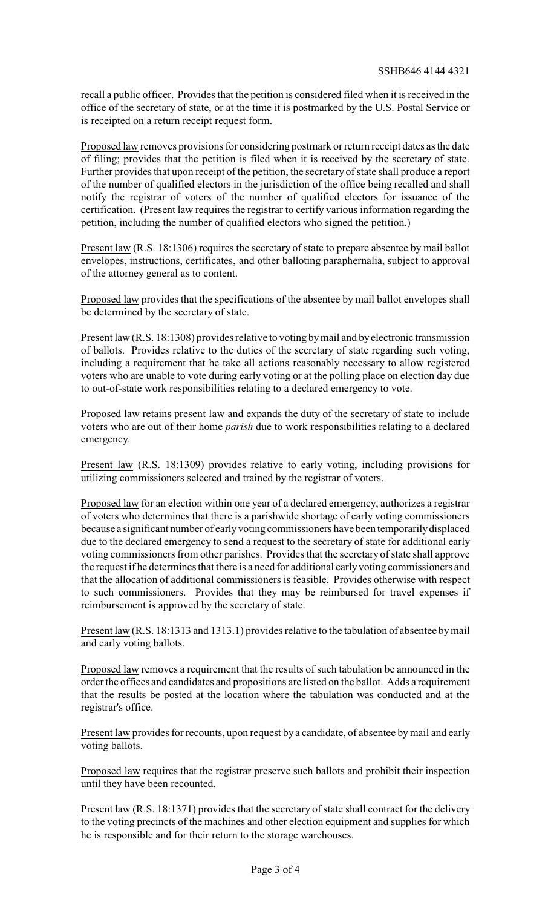recall a public officer. Provides that the petition is considered filed when it is received in the office of the secretary of state, or at the time it is postmarked by the U.S. Postal Service or is receipted on a return receipt request form.

<u>Proposed law</u> removes provisions for considering postmark or return receipt dates as the date of filing; provides that the petition is filed when it is received by the secretary of state. Further provides that upon receipt of the petition, the secretary of state shall produce a report of the number of qualified electors in the jurisdiction of the office being recalled and shall notify the registrar of voters of the number of qualified electors for issuance of the certification. (<u>Present law</u> requires the registrar to certify various information regarding the petition, including the number of qualified electors who signed the petition.)

<u>Present law</u> (R.S. 18:1306) requires the secretary of state to prepare absentee by mail ballot envelopes, instructions, certificates, and other balloting paraphernalia, subject to approval of the attorney general as to content.

<u>Proposed law</u> provides that the specifications of the absentee by mail ballot envelopes shall be determined by the secretary of state.

<u>Present law</u> (R.S. 18:1308) provides relative to voting by mail and by electronic transmission of ballots. Provides relative to the duties of the secretary of state regarding such voting, including a requirement that he take all actions reasonably necessary to allow registered voters who are unable to vote during early voting or at the polling place on election day due to out-of-state work responsibilities relating to a declared emergency to vote.

<u>Proposed law</u> retains <u>present law</u> and expands the duty of the secretary of state to include voters who are out of their home *parish* due to work responsibilities relating to a declared emergency.

<u>Present law</u> (R.S. 18:1309) provides relative to early voting, including provisions for utilizing commissioners selected and trained by the registrar of voters.

<u>Proposed law</u> for an election within one year of a declared emergency, authorizes a registrar of voters who determines that there is a parishwide shortage of early voting commissioners because a significant number of early voting commissioners have been temporarily displaced due to the declared emergency to send a request to the secretary of state for additional early voting commissioners from other parishes. Provides that the secretary of state shall approve the request if he determines that there is a need for additional early voting commissioners and that the allocation of additional commissioners is feasible. Provides otherwise with respect to such commissioners. Provides that they may be reimbursed for travel expenses if reimbursement is approved by the secretary of state.

<u>Present law</u> (R.S. 18:1313 and 1313.1) provides relative to the tabulation of absentee by mail and early voting ballots.

<u>Proposed law</u> removes a requirement that the results of such tabulation be announced in the order the offices and candidates and propositions are listed on the ballot. Adds a requirement that the results be posted at the location where the tabulation was conducted and at the registrar's office.

<u>Present law</u> provides for recounts, upon request by a candidate, of absentee by mail and early voting ballots.

<u>Proposed law</u> requires that the registrar preserve such ballots and prohibit their inspection until they have been recounted.

<u>Present law</u> (R.S. 18:1371) provides that the secretary of state shall contract for the delivery to the voting precincts of the machines and other election equipment and supplies for which he is responsible and for their return to the storage warehouses.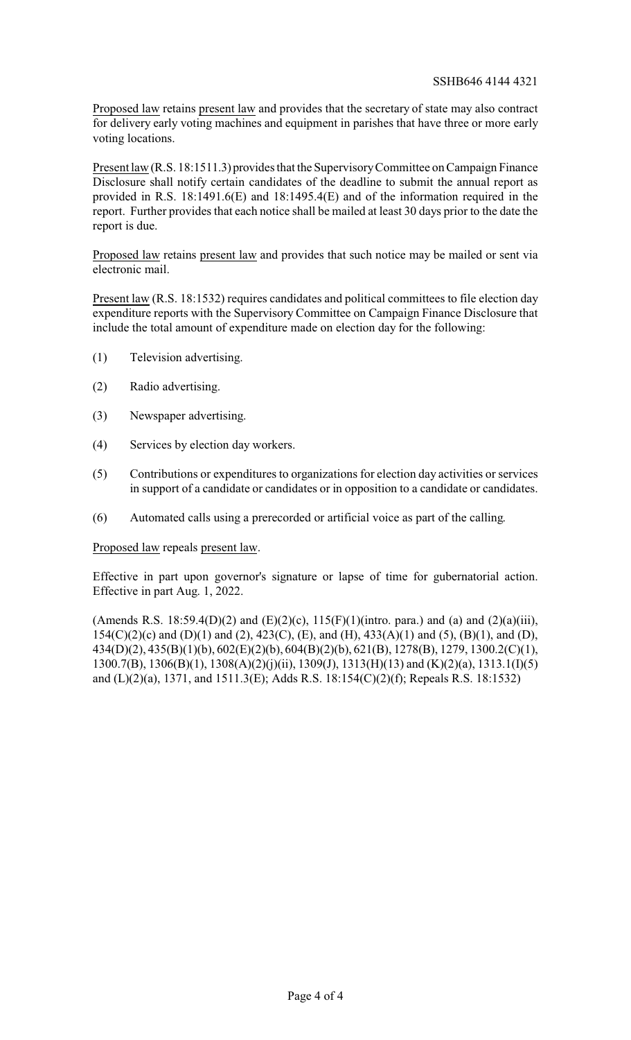Proposed law retains present law and provides that the secretary of state may also contract for delivery early voting machines and equipment in parishes that have three or more early voting locations.

Present law (R.S. 18:1511.3) provides that the Supervisory Committee on Campaign Finance Disclosure shall notify certain candidates of the deadline to submit the annual report as provided in R.S. 18:1491.6(E) and 18:1495.4(E) and of the information required in the report. Further provides that each notice shall be mailed at least 30 days prior to the date the report is due.

Proposed law retains present law and provides that such notice may be mailed or sent via electronic mail.

Present law (R.S. 18:1532) requires candidates and political committees to file election day expenditure reports with the Supervisory Committee on Campaign Finance Disclosure that include the total amount of expenditure made on election day for the following:

(1) Television advertising.

(2) Radio advertising.

(3) Newspaper advertising.

(4) Services by election day workers.

(5) Contributions or expenditures to organizations for election day activities or services in support of a candidate or candidates or in opposition to a candidate or candidates.

(6) Automated calls using a prerecorded or artificial voice as part of the calling.

Proposed law repeals present law.

Effective in part upon governor's signature or lapse of time for gubernatorial action. Effective in part Aug. 1, 2022.

(Amends R.S. 18:59.4(D)(2) and (E)(2)(c), 115(F)(1)(intro. para.) and (a) and (2)(a)(iii), 154(C)(2)(c) and (D)(1) and (2), 423(C), (E), and (H), 433(A)(1) and (5), (B)(1), and (D), 434(D)(2), 435(B)(1)(b), 602(E)(2)(b), 604(B)(2)(b), 621(B), 1278(B), 1279, 1300.2(C)(1), 1300.7(B), 1306(B)(1), 1308(A)(2)(j)(ii), 1309(J), 1313(H)(13) and (K)(2)(a), 1313.1(I)(5) and (L)(2)(a), 1371, and 1511.3(E); Adds R.S. 18:154(C)(2)(f); Repeals R.S. 18:1532)